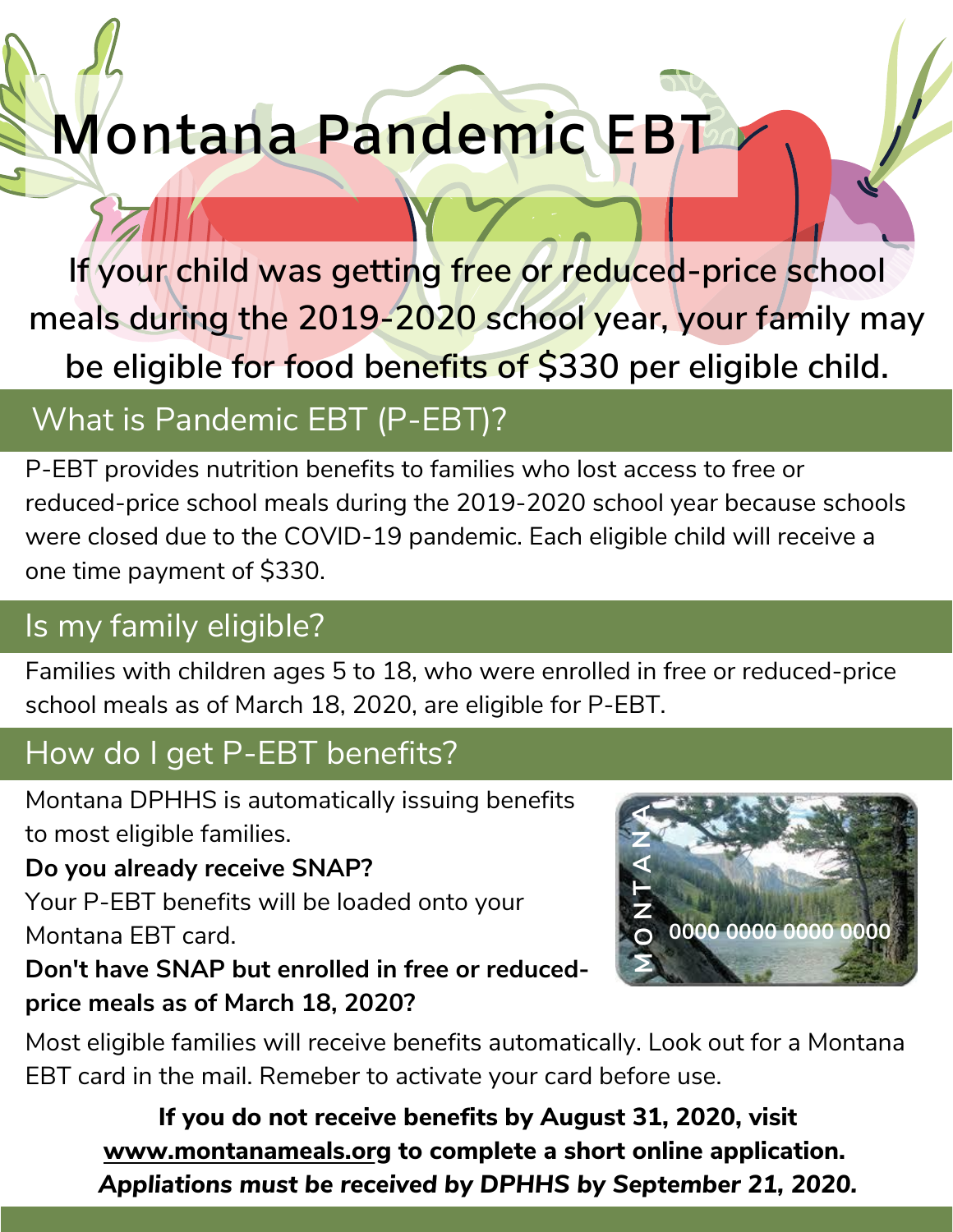# Montana Pandemic EBT

**If your child was getting free or reduced-price school meals during the 2019-2020 school year, your family may be eligible for food benefits of $330 per eligible child.**

## What is Pandemic EBT (P-EBT)?

P-EBT provides nutrition benefits to families who lost access to free or reduced-price school meals during the 2019-2020 school year because schools were closed due to the COVID-19 pandemic. Each eligible child will receive a one time payment of $330.

## Is my family eligible?

Families with children ages 5 to 18, who were enrolled in free or reduced-price school meals as of March 18, 2020, are eligible for P-EBT.

## How do I get P-EBT benefits?

Montana DPHHS is automatically issuing benefits to most eligible families.

**Do you already receive SNAP?**

Your P-EBT benefits will be loaded onto your Montana EBT card.

**Don't have SNAP but enrolled in free or reduced-price meals as of March 18, 2020?**

Most eligible families will receive benefits automatically. Look out for a Montana EBT card in the mail. Remeber to activate your card before use.

**If you do not receive benefits by August 31, 2020, visit www.montanameals.org to complete a short online application.**

***Appliations must be received by DPHHS by September 21, 2020.***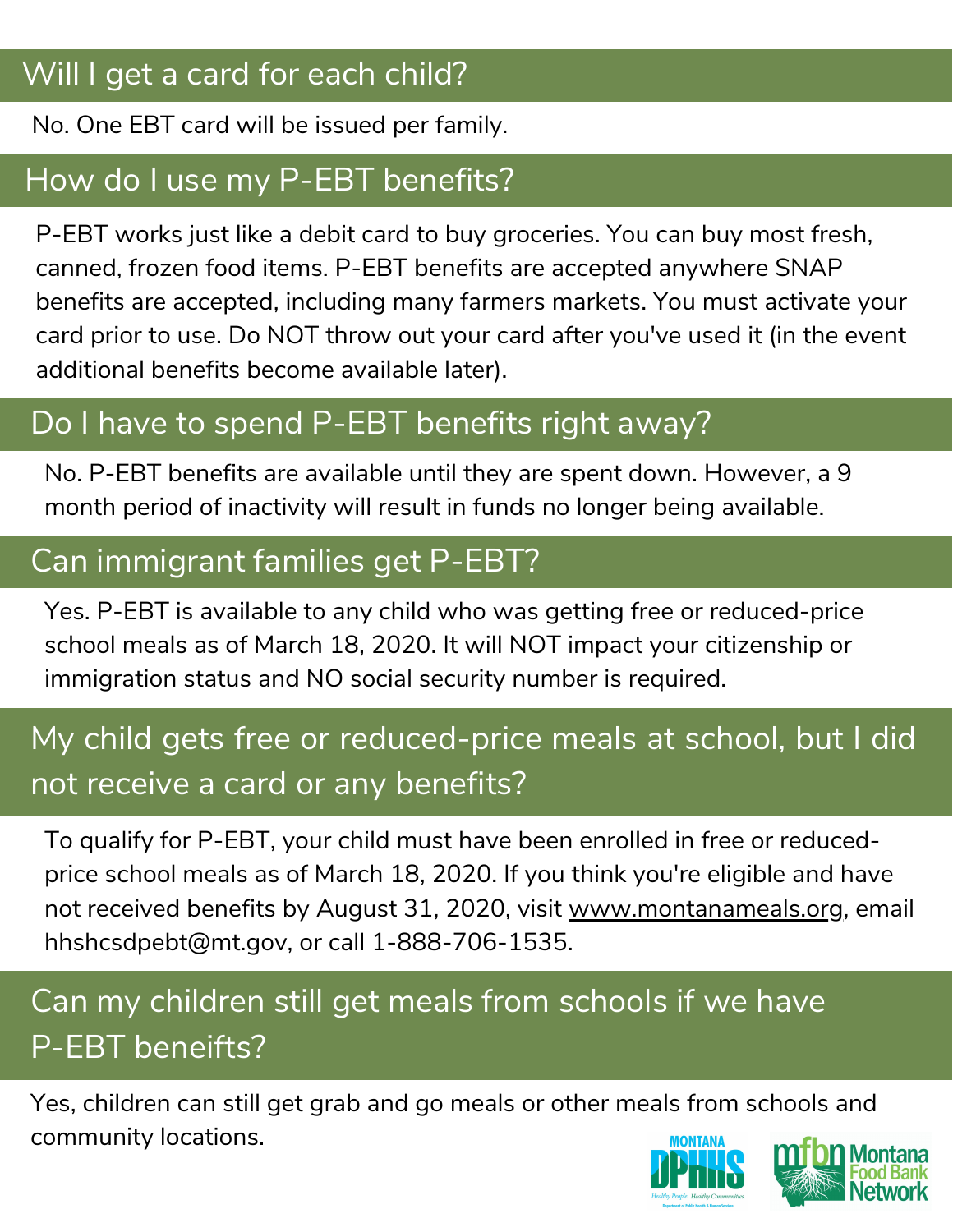## Will I get a card for each child?

No. One EBT card will be issued per family.

## How do I use my P-EBT benefits?

P-EBT works just like a debit card to buy groceries. You can buy most fresh, canned, frozen food items. P-EBT benefits are accepted anywhere SNAP benefits are accepted, including many farmers markets. You must activate your card prior to use. Do NOT throw out your card after you've used it (in the event additional benefits become available later).

## Do I have to spend P-EBT benefits right away?

No. P-EBT benefits are available until they are spent down. However, a 9 month period of inactivity will result in funds no longer being available.

## Can immigrant families get P-EBT?

Yes. P-EBT is available to any child who was getting free or reduced-price school meals as of March 18, 2020. It will NOT impact your citizenship or immigration status and NO social security number is required.

## My child gets free or reduced-price meals at school, but I did not receive a card or any benefits?

To qualify for P-EBT, your child must have been enrolled in free or reduced-price school meals as of March 18, 2020. If you think you're eligible and have not received benefits by August 31, 2020, visit www.montanameals.org, email hhshcsdpebt@mt.gov, or call 1-888-706-1535.

## Can my children still get meals from schools if we have P-EBT beneifts?

Yes, children can still get grab and go meals or other meals from schools and community locations.

MONTANA DPHHS Healthy People. Healthy Communities. Department of Public Health & Human Services

mfbn Montana Food Bank Network